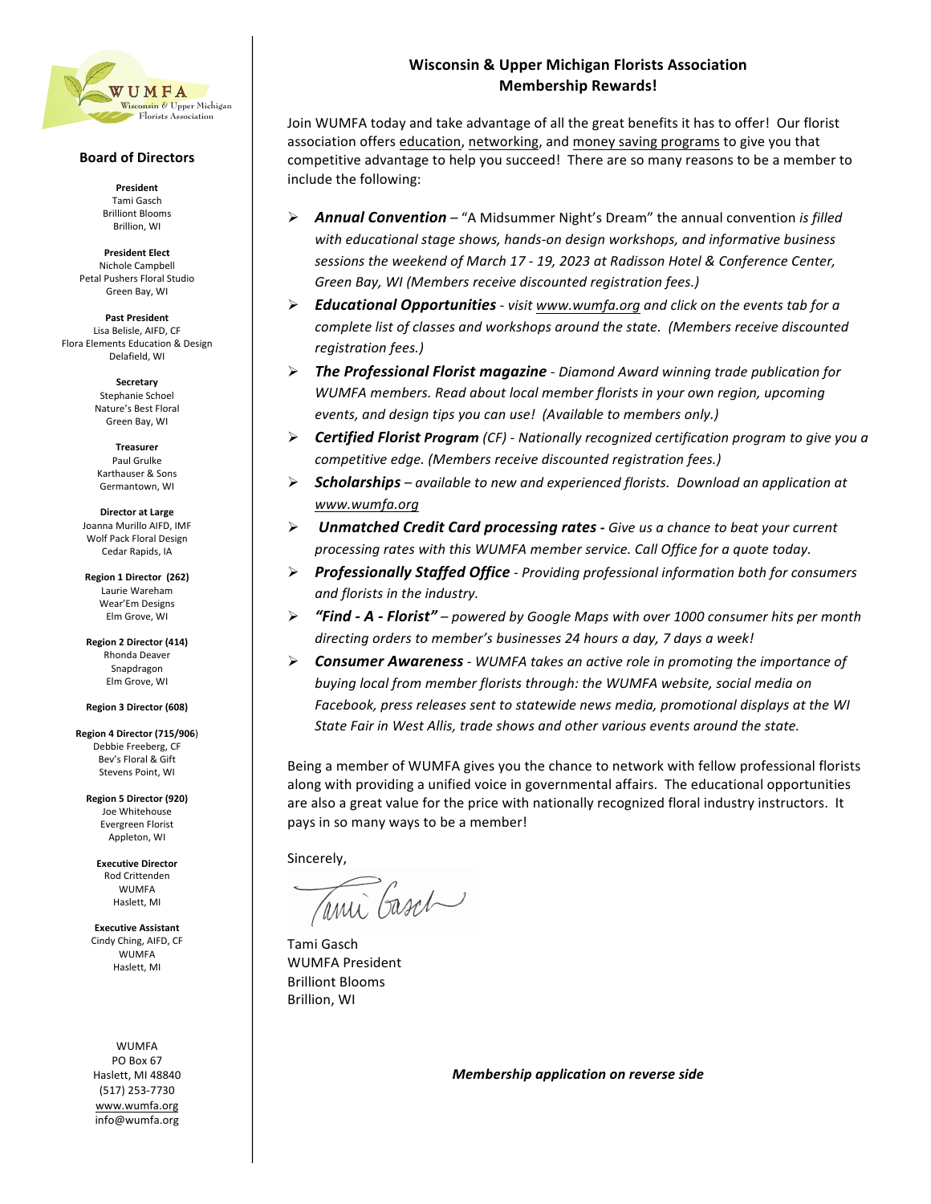WUMFA
Wisconsin & Upper Michigan Florists Association

## Board of Directors

**President**
Tami Gasch
Brilliont Blooms
Brillion, WI

**President Elect**
Nichole Campbell
Petal Pushers Floral Studio
Green Bay, WI

**Past President**
Lisa Belisle, AIFD, CF
Flora Elements Education & Design
Delafield, WI

**Secretary**
Stephanie Schoel
Nature's Best Floral
Green Bay, WI

**Treasurer**
Paul Grulke
Karthauser & Sons
Germantown, WI

**Director at Large**
Joanna Murillo AIFD, IMF
Wolf Pack Floral Design
Cedar Rapids, IA

**Region 1 Director (262)**
Laurie Wareham
Wear'Em Designs
Elm Grove, WI

**Region 2 Director (414)**
Rhonda Deaver
Snapdragon
Elm Grove, WI

**Region 3 Director (608)**

**Region 4 Director (715/906)**
Debbie Freeberg, CF
Bev's Floral & Gift
Stevens Point, WI

**Region 5 Director (920)**
Joe Whitehouse
Evergreen Florist
Appleton, WI

**Executive Director**
Rod Crittenden
WUMFA
Haslett, MI

**Executive Assistant**
Cindy Ching, AIFD, CF
WUMFA
Haslett, MI

WUMFA
PO Box 67
Haslett, MI 48840
(517) 253-7730
www.wumfa.org
info@wumfa.org

# Wisconsin & Upper Michigan Florists Association Membership Rewards!

Join WUMFA today and take advantage of all the great benefits it has to offer! Our florist association offers education, networking, and money saving programs to give you that competitive advantage to help you succeed! There are so many reasons to be a member to include the following:

- ***Annual Convention*** – "A Midsummer Night's Dream" the annual convention *is filled with educational stage shows, hands-on design workshops, and informative business sessions the weekend of March 17 - 19, 2023 at Radisson Hotel & Conference Center, Green Bay, WI (Members receive discounted registration fees.)*
- ***Educational Opportunities*** *- visit www.wumfa.org and click on the events tab for a complete list of classes and workshops around the state. (Members receive discounted registration fees.)*
- ***The Professional Florist magazine*** *- Diamond Award winning trade publication for WUMFA members. Read about local member florists in your own region, upcoming events, and design tips you can use! (Available to members only.)*
- ***Certified Florist Program*** *(CF) - Nationally recognized certification program to give you a competitive edge. (Members receive discounted registration fees.)*
- ***Scholarships*** *– available to new and experienced florists. Download an application at www.wumfa.org*
- ***Unmatched Credit Card processing rates -*** *Give us a chance to beat your current processing rates with this WUMFA member service. Call Office for a quote today.*
- ***Professionally Staffed Office*** *- Providing professional information both for consumers and florists in the industry.*
- ***"Find - A - Florist"*** *– powered by Google Maps with over 1000 consumer hits per month directing orders to member's businesses 24 hours a day, 7 days a week!*
- ***Consumer Awareness*** *- WUMFA takes an active role in promoting the importance of buying local from member florists through: the WUMFA website, social media on Facebook, press releases sent to statewide news media, promotional displays at the WI State Fair in West Allis, trade shows and other various events around the state.*

Being a member of WUMFA gives you the chance to network with fellow professional florists along with providing a unified voice in governmental affairs. The educational opportunities are also a great value for the price with nationally recognized floral industry instructors. It pays in so many ways to be a member!

Sincerely,

Tami Gasch

Tami Gasch
WUMFA President
Brilliont Blooms
Brillion, WI

***Membership application on reverse side***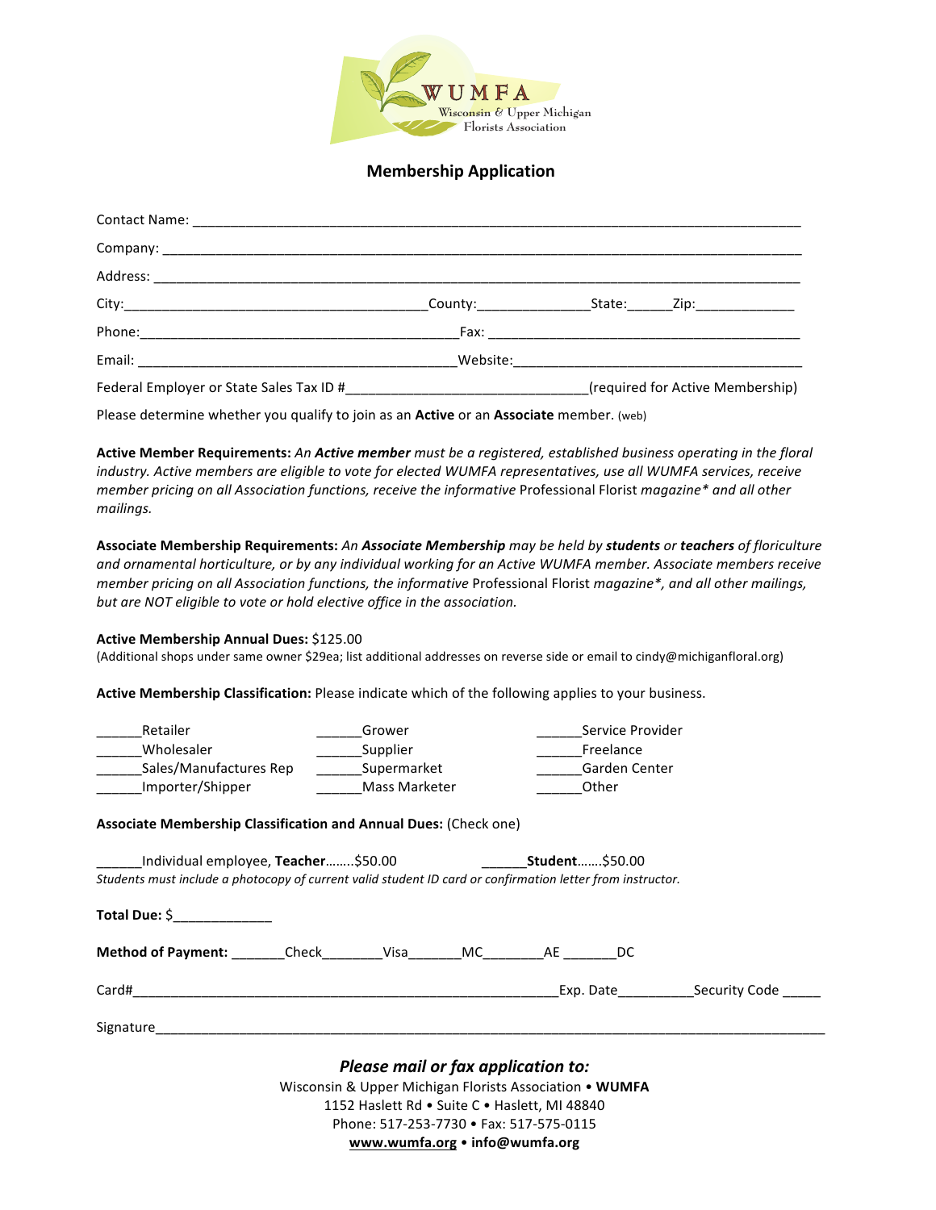WUMFA
Wisconsin & Upper Michigan Florists Association

## Membership Application

Contact Name: ______________________________________________________________________________

Company: __________________________________________________________________________________

Address: ___________________________________________________________________________________

City:_______________________________________County:______________State:______Zip:_____________

Phone:_________________________________________Fax: _______________________________________

Email: ________________________________________Website:_____________________________________

Federal Employer or State Sales Tax ID #______________________________(required for Active Membership)

Please determine whether you qualify to join as an **Active** or an **Associate** member. (web)

**Active Member Requirements:** *An* ***Active member*** *must be a registered, established business operating in the floral industry. Active members are eligible to vote for elected WUMFA representatives, use all WUMFA services, receive member pricing on all Association functions, receive the informative* Professional Florist *magazine\* and all other mailings.*

**Associate Membership Requirements:** *An* ***Associate Membership*** *may be held by* ***students*** *or* ***teachers*** *of floriculture and ornamental horticulture, or by any individual working for an Active WUMFA member. Associate members receive member pricing on all Association functions, the informative* Professional Florist *magazine\*, and all other mailings, but are NOT eligible to vote or hold elective office in the association.*

**Active Membership Annual Dues:** $125.00
(Additional shops under same owner $29ea; list additional addresses on reverse side or email to cindy@michiganfloral.org)

**Active Membership Classification:** Please indicate which of the following applies to your business.

______Retailer
______Wholesaler
______Sales/Manufactures Rep
______Importer/Shipper
______Grower
______Supplier
______Supermarket
______Mass Marketer
______Service Provider
______Freelance
______Garden Center
______Other

**Associate Membership Classification and Annual Dues:** (Check one)

______Individual employee, **Teacher**……..$50.00 ______**Student**…….$50.00
*Students must include a photocopy of current valid student ID card or confirmation letter from instructor.*

**Total Due:** $_____________

**Method of Payment:** _______Check________Visa_______MC________AE _______DC

Card#________________________________________________________Exp. Date_________Security Code _____

Signature______________________________________________________________________________________

***Please mail or fax application to:***

Wisconsin & Upper Michigan Florists Association • **WUMFA**
1152 Haslett Rd • Suite C • Haslett, MI 48840
Phone: 517-253-7730 • Fax: 517-575-0115
**www.wumfa.org** • **info@wumfa.org**